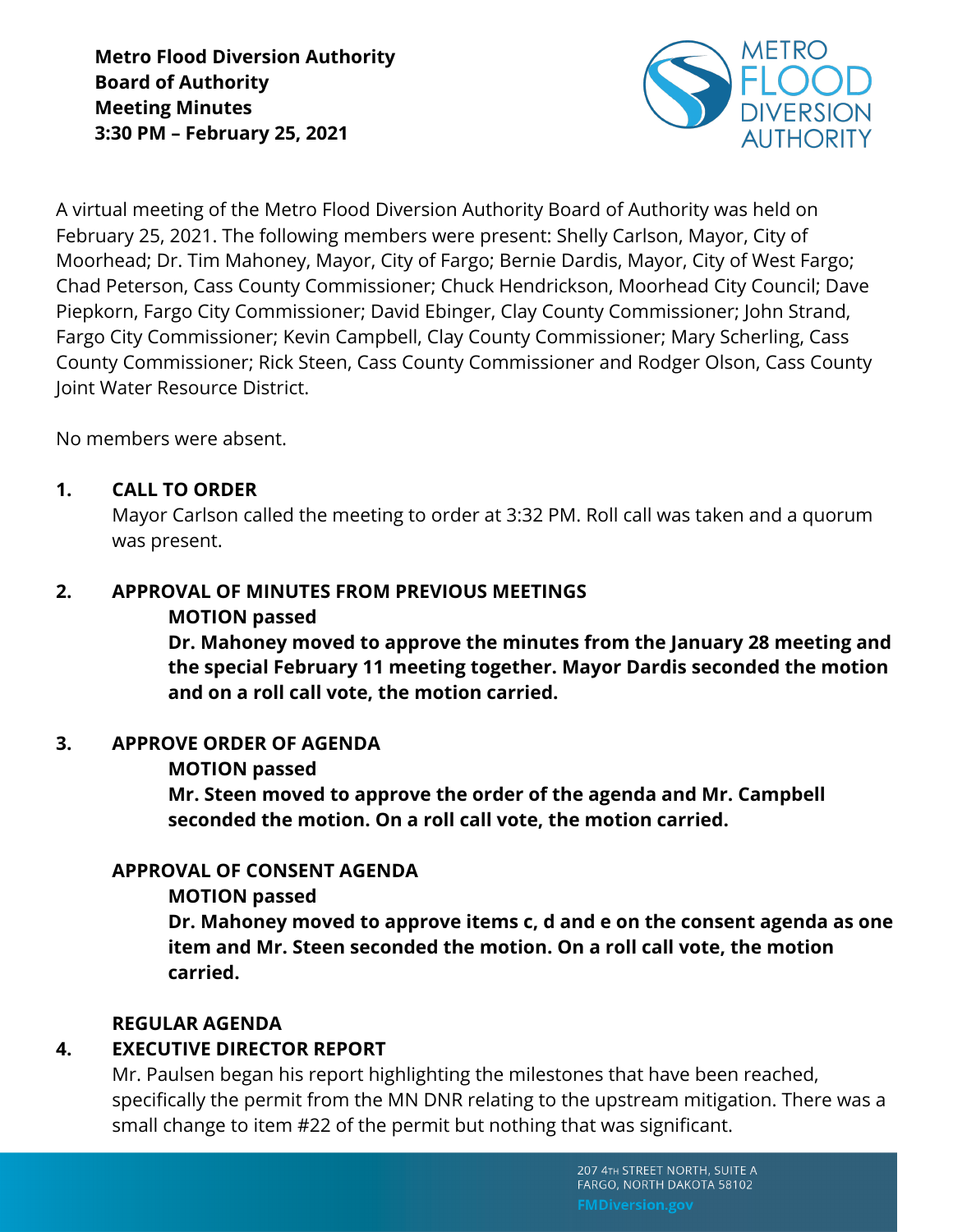**Metro Flood Diversion Authority**
**Board of Authority**
**Meeting Minutes**
**3:30 PM – February 25, 2021**

A virtual meeting of the Metro Flood Diversion Authority Board of Authority was held on February 25, 2021. The following members were present: Shelly Carlson, Mayor, City of Moorhead; Dr. Tim Mahoney, Mayor, City of Fargo; Bernie Dardis, Mayor, City of West Fargo; Chad Peterson, Cass County Commissioner; Chuck Hendrickson, Moorhead City Council; Dave Piepkorn, Fargo City Commissioner; David Ebinger, Clay County Commissioner; John Strand, Fargo City Commissioner; Kevin Campbell, Clay County Commissioner; Mary Scherling, Cass County Commissioner; Rick Steen, Cass County Commissioner and Rodger Olson, Cass County Joint Water Resource District.

No members were absent.

## 1. CALL TO ORDER

Mayor Carlson called the meeting to order at 3:32 PM. Roll call was taken and a quorum was present.

## 2. APPROVAL OF MINUTES FROM PREVIOUS MEETINGS

**MOTION passed**

**Dr. Mahoney moved to approve the minutes from the January 28 meeting and the special February 11 meeting together. Mayor Dardis seconded the motion and on a roll call vote, the motion carried.**

## 3. APPROVE ORDER OF AGENDA

**MOTION passed**

**Mr. Steen moved to approve the order of the agenda and Mr. Campbell seconded the motion. On a roll call vote, the motion carried.**

## APPROVAL OF CONSENT AGENDA

**MOTION passed**

**Dr. Mahoney moved to approve items c, d and e on the consent agenda as one item and Mr. Steen seconded the motion. On a roll call vote, the motion carried.**

## REGULAR AGENDA

## 4. EXECUTIVE DIRECTOR REPORT

Mr. Paulsen began his report highlighting the milestones that have been reached, specifically the permit from the MN DNR relating to the upstream mitigation. There was a small change to item #22 of the permit but nothing that was significant.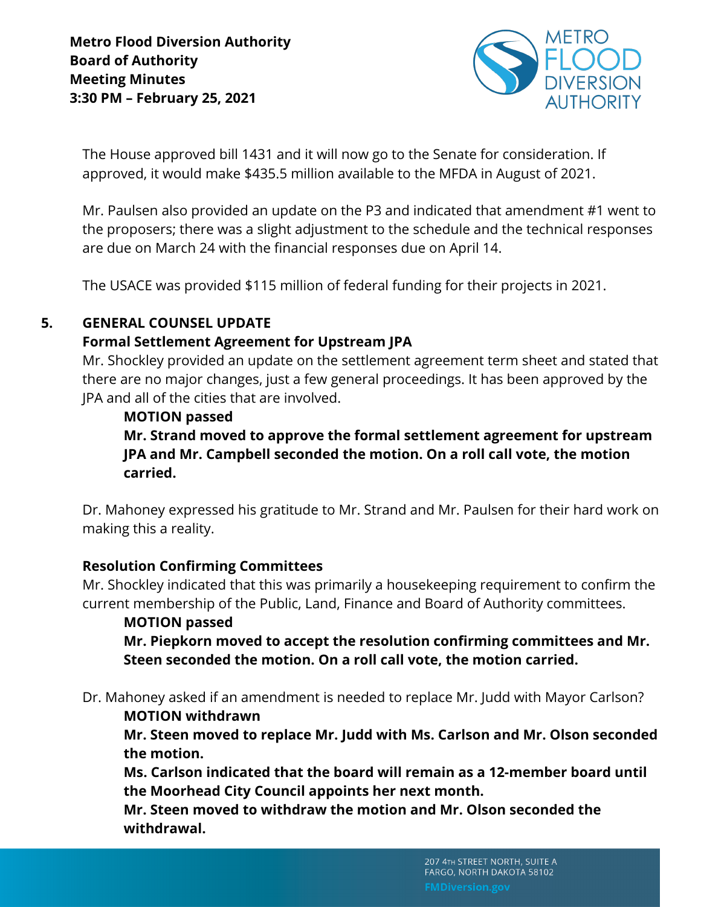The House approved bill 1431 and it will now go to the Senate for consideration. If approved, it would make $435.5 million available to the MFDA in August of 2021.

Mr. Paulsen also provided an update on the P3 and indicated that amendment #1 went to the proposers; there was a slight adjustment to the schedule and the technical responses are due on March 24 with the financial responses due on April 14.

The USACE was provided $115 million of federal funding for their projects in 2021.

## 5. GENERAL COUNSEL UPDATE

### Formal Settlement Agreement for Upstream JPA

Mr. Shockley provided an update on the settlement agreement term sheet and stated that there are no major changes, just a few general proceedings. It has been approved by the JPA and all of the cities that are involved.

**MOTION passed**

**Mr. Strand moved to approve the formal settlement agreement for upstream JPA and Mr. Campbell seconded the motion. On a roll call vote, the motion carried.**

Dr. Mahoney expressed his gratitude to Mr. Strand and Mr. Paulsen for their hard work on making this a reality.

### Resolution Confirming Committees

Mr. Shockley indicated that this was primarily a housekeeping requirement to confirm the current membership of the Public, Land, Finance and Board of Authority committees.

**MOTION passed**

**Mr. Piepkorn moved to accept the resolution confirming committees and Mr. Steen seconded the motion. On a roll call vote, the motion carried.**

Dr. Mahoney asked if an amendment is needed to replace Mr. Judd with Mayor Carlson?

**MOTION withdrawn**

**Mr. Steen moved to replace Mr. Judd with Ms. Carlson and Mr. Olson seconded the motion.**

**Ms. Carlson indicated that the board will remain as a 12-member board until the Moorhead City Council appoints her next month.**

**Mr. Steen moved to withdraw the motion and Mr. Olson seconded the withdrawal.**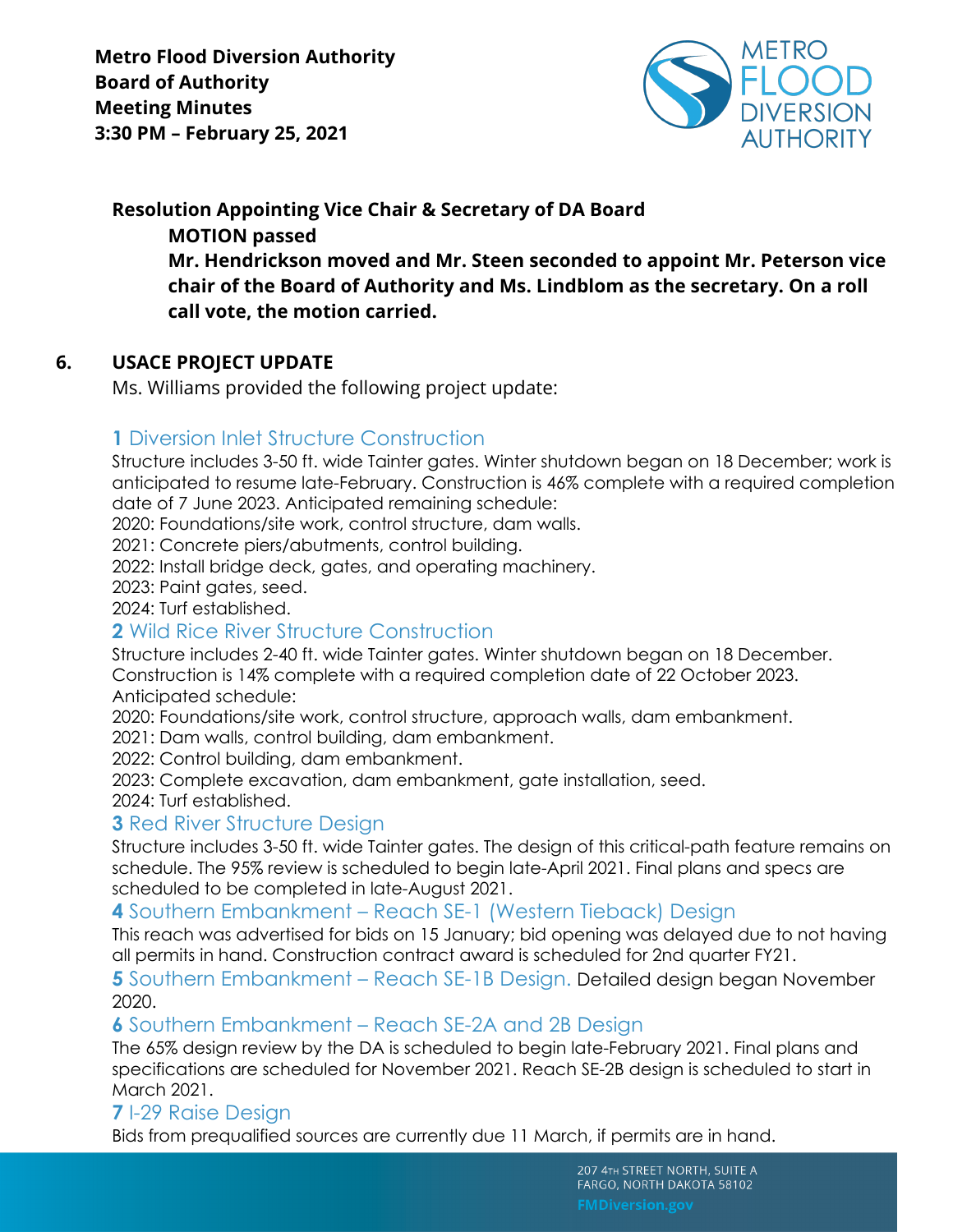**Resolution Appointing Vice Chair & Secretary of DA Board**

**MOTION passed**

**Mr. Hendrickson moved and Mr. Steen seconded to appoint Mr. Peterson vice chair of the Board of Authority and Ms. Lindblom as the secretary. On a roll call vote, the motion carried.**

## 6. USACE PROJECT UPDATE

Ms. Williams provided the following project update:

### 1 Diversion Inlet Structure Construction

Structure includes 3-50 ft. wide Tainter gates. Winter shutdown began on 18 December; work is anticipated to resume late-February. Construction is 46% complete with a required completion date of 7 June 2023. Anticipated remaining schedule:

2020: Foundations/site work, control structure, dam walls.
2021: Concrete piers/abutments, control building.
2022: Install bridge deck, gates, and operating machinery.
2023: Paint gates, seed.
2024: Turf established.

### 2 Wild Rice River Structure Construction

Structure includes 2-40 ft. wide Tainter gates. Winter shutdown began on 18 December. Construction is 14% complete with a required completion date of 22 October 2023. Anticipated schedule:

2020: Foundations/site work, control structure, approach walls, dam embankment.
2021: Dam walls, control building, dam embankment.
2022: Control building, dam embankment.
2023: Complete excavation, dam embankment, gate installation, seed.
2024: Turf established.

### 3 Red River Structure Design

Structure includes 3-50 ft. wide Tainter gates. The design of this critical-path feature remains on schedule. The 95% review is scheduled to begin late-April 2021. Final plans and specs are scheduled to be completed in late-August 2021.

### 4 Southern Embankment – Reach SE-1 (Western Tieback) Design

This reach was advertised for bids on 15 January; bid opening was delayed due to not having all permits in hand. Construction contract award is scheduled for 2nd quarter FY21.

### 5 Southern Embankment – Reach SE-1B Design.

Detailed design began November 2020.

### 6 Southern Embankment – Reach SE-2A and 2B Design

The 65% design review by the DA is scheduled to begin late-February 2021. Final plans and specifications are scheduled for November 2021. Reach SE-2B design is scheduled to start in March 2021.

### 7 I-29 Raise Design

Bids from prequalified sources are currently due 11 March, if permits are in hand.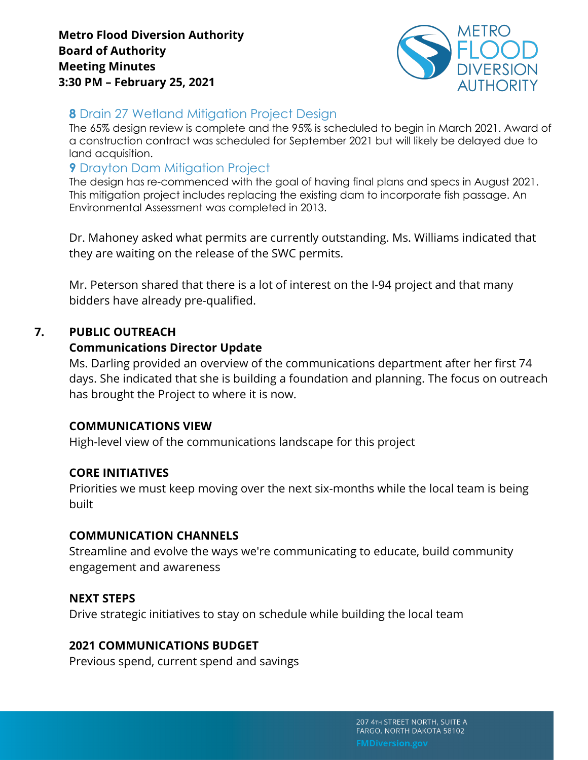### 8 Drain 27 Wetland Mitigation Project Design

The 65% design review is complete and the 95% is scheduled to begin in March 2021. Award of a construction contract was scheduled for September 2021 but will likely be delayed due to land acquisition.

### 9 Drayton Dam Mitigation Project

The design has re-commenced with the goal of having final plans and specs in August 2021. This mitigation project includes replacing the existing dam to incorporate fish passage. An Environmental Assessment was completed in 2013.

Dr. Mahoney asked what permits are currently outstanding. Ms. Williams indicated that they are waiting on the release of the SWC permits.

Mr. Peterson shared that there is a lot of interest on the I-94 project and that many bidders have already pre-qualified.

## 7. PUBLIC OUTREACH

**Communications Director Update**

Ms. Darling provided an overview of the communications department after her first 74 days. She indicated that she is building a foundation and planning. The focus on outreach has brought the Project to where it is now.

**COMMUNICATIONS VIEW**

High-level view of the communications landscape for this project

**CORE INITIATIVES**

Priorities we must keep moving over the next six-months while the local team is being built

**COMMUNICATION CHANNELS**

Streamline and evolve the ways we're communicating to educate, build community engagement and awareness

**NEXT STEPS**

Drive strategic initiatives to stay on schedule while building the local team

**2021 COMMUNICATIONS BUDGET**

Previous spend, current spend and savings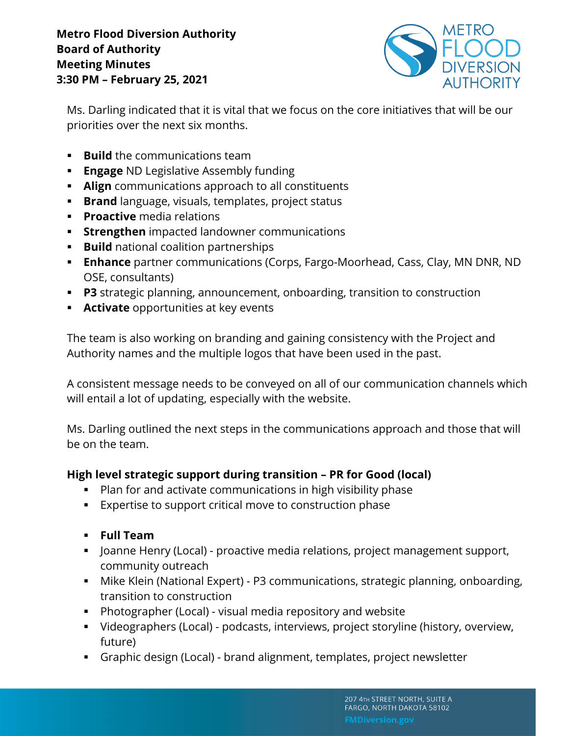Ms. Darling indicated that it is vital that we focus on the core initiatives that will be our priorities over the next six months.

- **Build** the communications team
- **Engage** ND Legislative Assembly funding
- **Align** communications approach to all constituents
- **Brand** language, visuals, templates, project status
- **Proactive** media relations
- **Strengthen** impacted landowner communications
- **Build** national coalition partnerships
- **Enhance** partner communications (Corps, Fargo-Moorhead, Cass, Clay, MN DNR, ND OSE, consultants)
- **P3** strategic planning, announcement, onboarding, transition to construction
- **Activate** opportunities at key events

The team is also working on branding and gaining consistency with the Project and Authority names and the multiple logos that have been used in the past.

A consistent message needs to be conveyed on all of our communication channels which will entail a lot of updating, especially with the website.

Ms. Darling outlined the next steps in the communications approach and those that will be on the team.

**High level strategic support during transition – PR for Good (local)**

- Plan for and activate communications in high visibility phase
- Expertise to support critical move to construction phase

- **Full Team**
- Joanne Henry (Local) - proactive media relations, project management support, community outreach
- Mike Klein (National Expert) - P3 communications, strategic planning, onboarding, transition to construction
- Photographer (Local) - visual media repository and website
- Videographers (Local) - podcasts, interviews, project storyline (history, overview, future)
- Graphic design (Local) - brand alignment, templates, project newsletter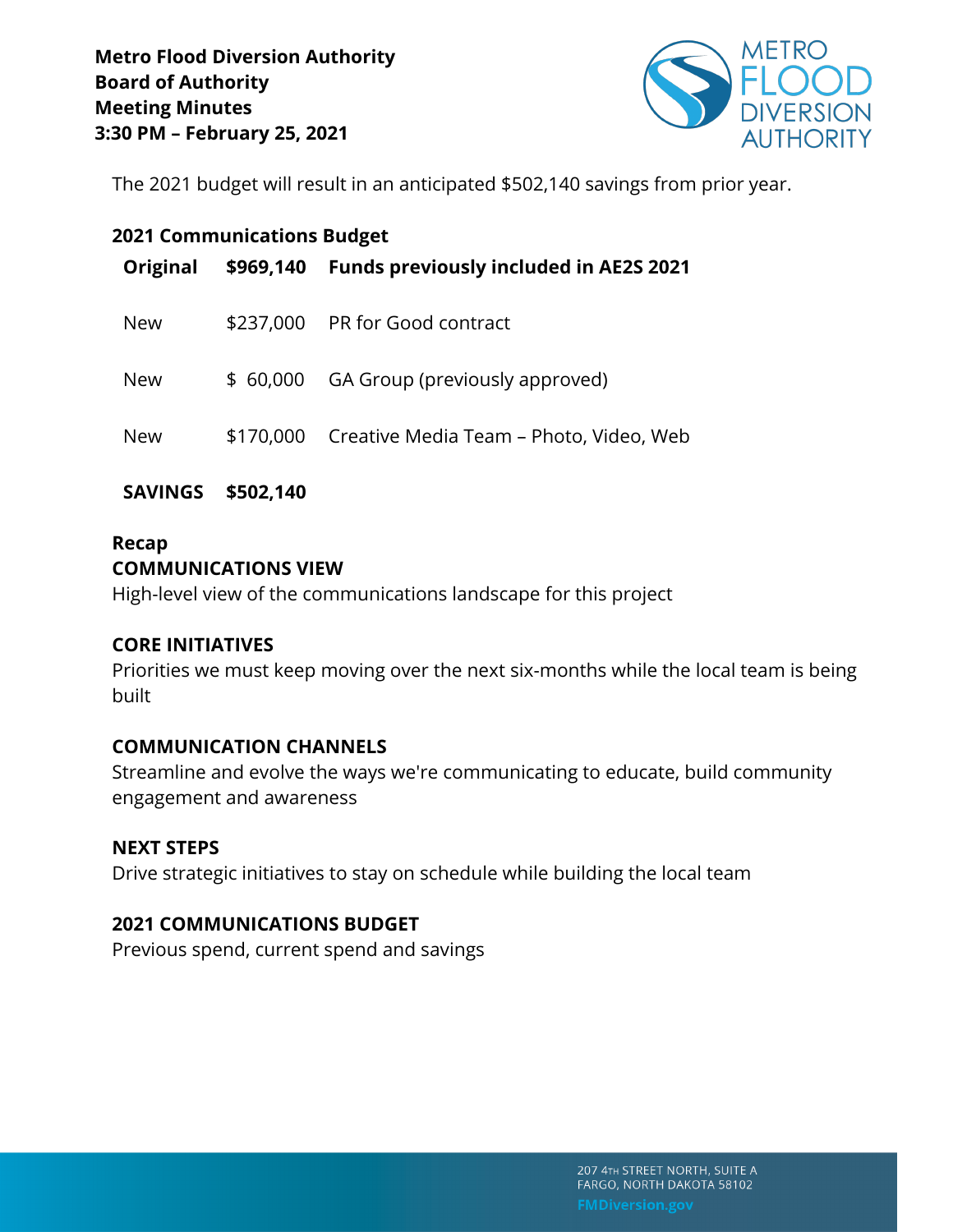The 2021 budget will result in an anticipated $502,140 savings from prior year.

**2021 Communications Budget**

| **Original** | **$969,140** | **Funds previously included in AE2S 2021** |
|---|---|---|
| New | $237,000 | PR for Good contract |
| New | $ 60,000 | GA Group (previously approved) |
| New | $170,000 | Creative Media Team – Photo, Video, Web |
| **SAVINGS** | **$502,140** | |

**Recap**

**COMMUNICATIONS VIEW**

High-level view of the communications landscape for this project

**CORE INITIATIVES**

Priorities we must keep moving over the next six-months while the local team is being built

**COMMUNICATION CHANNELS**

Streamline and evolve the ways we're communicating to educate, build community engagement and awareness

**NEXT STEPS**

Drive strategic initiatives to stay on schedule while building the local team

**2021 COMMUNICATIONS BUDGET**

Previous spend, current spend and savings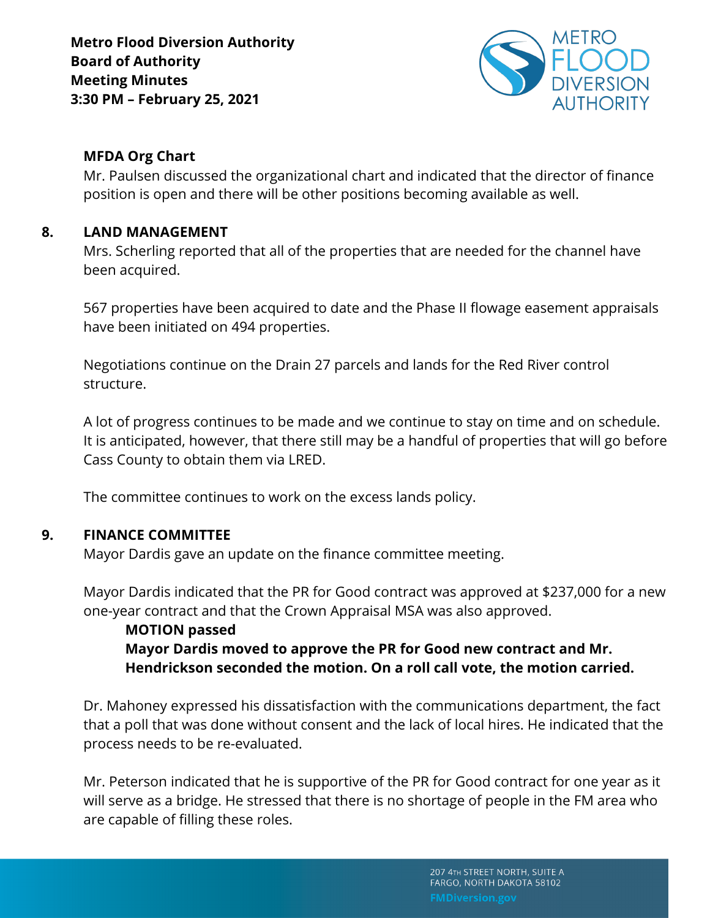### MFDA Org Chart

Mr. Paulsen discussed the organizational chart and indicated that the director of finance position is open and there will be other positions becoming available as well.

## 8. LAND MANAGEMENT

Mrs. Scherling reported that all of the properties that are needed for the channel have been acquired.

567 properties have been acquired to date and the Phase II flowage easement appraisals have been initiated on 494 properties.

Negotiations continue on the Drain 27 parcels and lands for the Red River control structure.

A lot of progress continues to be made and we continue to stay on time and on schedule. It is anticipated, however, that there still may be a handful of properties that will go before Cass County to obtain them via LRED.

The committee continues to work on the excess lands policy.

## 9. FINANCE COMMITTEE

Mayor Dardis gave an update on the finance committee meeting.

Mayor Dardis indicated that the PR for Good contract was approved at $237,000 for a new one-year contract and that the Crown Appraisal MSA was also approved.

**MOTION passed**
**Mayor Dardis moved to approve the PR for Good new contract and Mr. Hendrickson seconded the motion. On a roll call vote, the motion carried.**

Dr. Mahoney expressed his dissatisfaction with the communications department, the fact that a poll that was done without consent and the lack of local hires. He indicated that the process needs to be re-evaluated.

Mr. Peterson indicated that he is supportive of the PR for Good contract for one year as it will serve as a bridge. He stressed that there is no shortage of people in the FM area who are capable of filling these roles.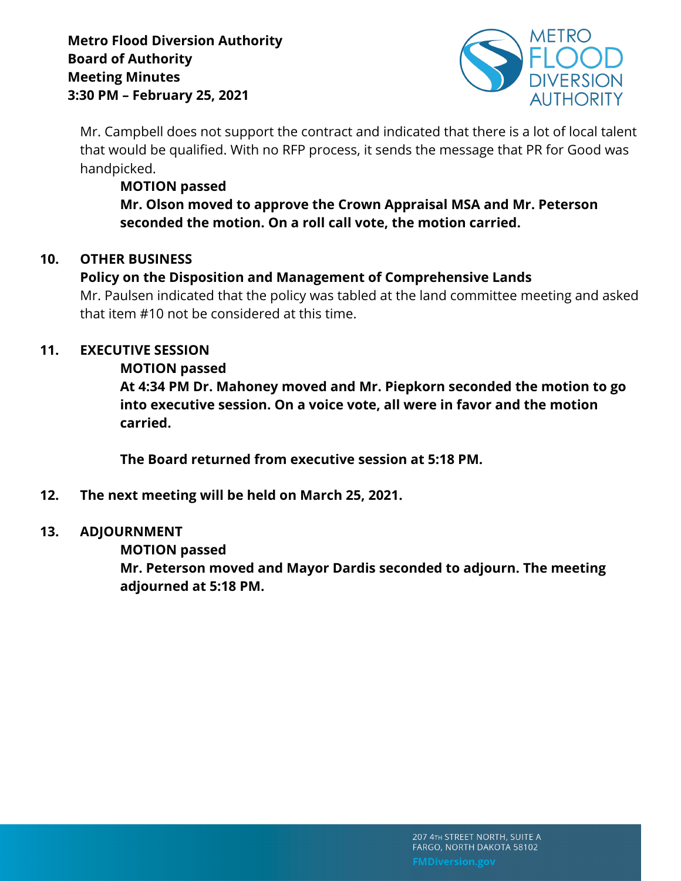Mr. Campbell does not support the contract and indicated that there is a lot of local talent that would be qualified. With no RFP process, it sends the message that PR for Good was handpicked.

**MOTION passed**
**Mr. Olson moved to approve the Crown Appraisal MSA and Mr. Peterson seconded the motion. On a roll call vote, the motion carried.**

## 10. OTHER BUSINESS

**Policy on the Disposition and Management of Comprehensive Lands**

Mr. Paulsen indicated that the policy was tabled at the land committee meeting and asked that item #10 not be considered at this time.

## 11. EXECUTIVE SESSION

**MOTION passed**
**At 4:34 PM Dr. Mahoney moved and Mr. Piepkorn seconded the motion to go into executive session. On a voice vote, all were in favor and the motion carried.**

**The Board returned from executive session at 5:18 PM.**

## 12. The next meeting will be held on March 25, 2021.

## 13. ADJOURNMENT

**MOTION passed**
**Mr. Peterson moved and Mayor Dardis seconded to adjourn. The meeting adjourned at 5:18 PM.**